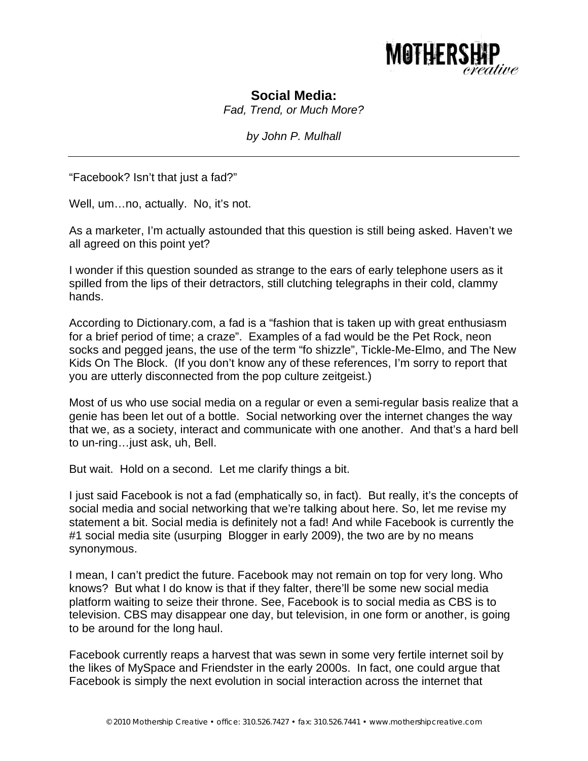# Social Media:

*Fad, Trend, or Much More?*

*by John P. Mulhall*

---

"Facebook? Isn't that just a fad?"

Well, um…no, actually. No, it's not.

As a marketer, I'm actually astounded that this question is still being asked. Haven't we all agreed on this point yet?

I wonder if this question sounded as strange to the ears of early telephone users as it spilled from the lips of their detractors, still clutching telegraphs in their cold, clammy hands.

According to Dictionary.com, a fad is a "fashion that is taken up with great enthusiasm for a brief period of time; a craze". Examples of a fad would be the Pet Rock, neon socks and pegged jeans, the use of the term "fo shizzle", Tickle-Me-Elmo, and The New Kids On The Block. (If you don't know any of these references, I'm sorry to report that you are utterly disconnected from the pop culture zeitgeist.)

Most of us who use social media on a regular or even a semi-regular basis realize that a genie has been let out of a bottle. Social networking over the internet changes the way that we, as a society, interact and communicate with one another. And that's a hard bell to un-ring…just ask, uh, Bell.

But wait. Hold on a second. Let me clarify things a bit.

I just said Facebook is not a fad (emphatically so, in fact). But really, it's the concepts of social media and social networking that we're talking about here. So, let me revise my statement a bit. Social media is definitely not a fad! And while Facebook is currently the #1 social media site (usurping Blogger in early 2009), the two are by no means synonymous.

I mean, I can't predict the future. Facebook may not remain on top for very long. Who knows? But what I do know is that if they falter, there'll be some new social media platform waiting to seize their throne. See, Facebook is to social media as CBS is to television. CBS may disappear one day, but television, in one form or another, is going to be around for the long haul.

Facebook currently reaps a harvest that was sewn in some very fertile internet soil by the likes of MySpace and Friendster in the early 2000s. In fact, one could argue that Facebook is simply the next evolution in social interaction across the internet that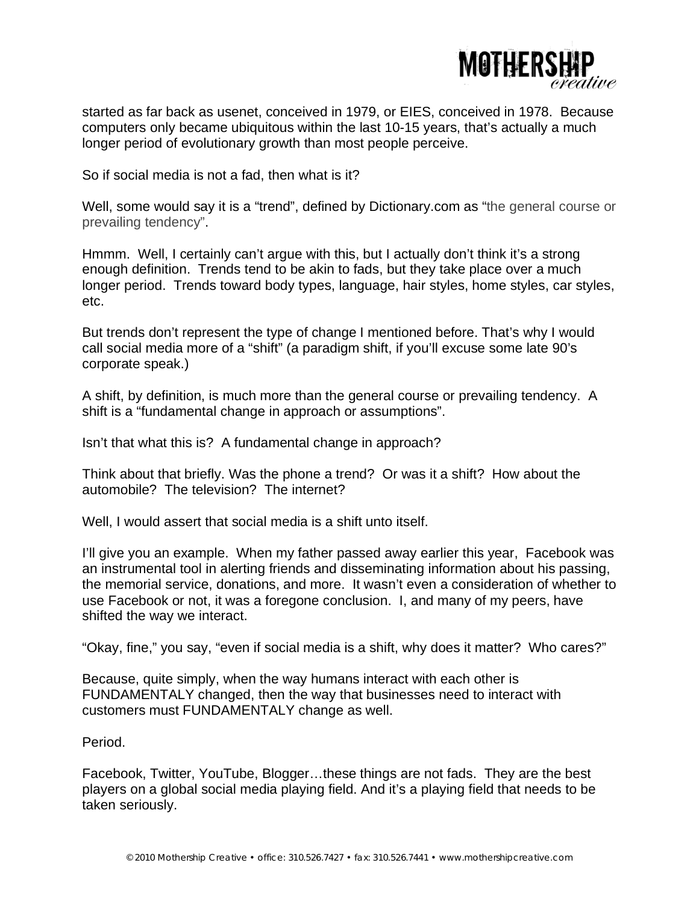started as far back as usenet, conceived in 1979, or EIES, conceived in 1978. Because computers only became ubiquitous within the last 10-15 years, that's actually a much longer period of evolutionary growth than most people perceive.

So if social media is not a fad, then what is it?

Well, some would say it is a "trend", defined by Dictionary.com as "the general course or prevailing tendency".

Hmmm. Well, I certainly can't argue with this, but I actually don't think it's a strong enough definition. Trends tend to be akin to fads, but they take place over a much longer period. Trends toward body types, language, hair styles, home styles, car styles, etc.

But trends don't represent the type of change I mentioned before. That's why I would call social media more of a "shift" (a paradigm shift, if you'll excuse some late 90's corporate speak.)

A shift, by definition, is much more than the general course or prevailing tendency. A shift is a "fundamental change in approach or assumptions".

Isn't that what this is? A fundamental change in approach?

Think about that briefly. Was the phone a trend? Or was it a shift? How about the automobile? The television? The internet?

Well, I would assert that social media is a shift unto itself.

I'll give you an example. When my father passed away earlier this year, Facebook was an instrumental tool in alerting friends and disseminating information about his passing, the memorial service, donations, and more. It wasn't even a consideration of whether to use Facebook or not, it was a foregone conclusion. I, and many of my peers, have shifted the way we interact.

"Okay, fine," you say, "even if social media is a shift, why does it matter? Who cares?"

Because, quite simply, when the way humans interact with each other is FUNDAMENTALY changed, then the way that businesses need to interact with customers must FUNDAMENTALY change as well.

Period.

Facebook, Twitter, YouTube, Blogger…these things are not fads. They are the best players on a global social media playing field. And it's a playing field that needs to be taken seriously.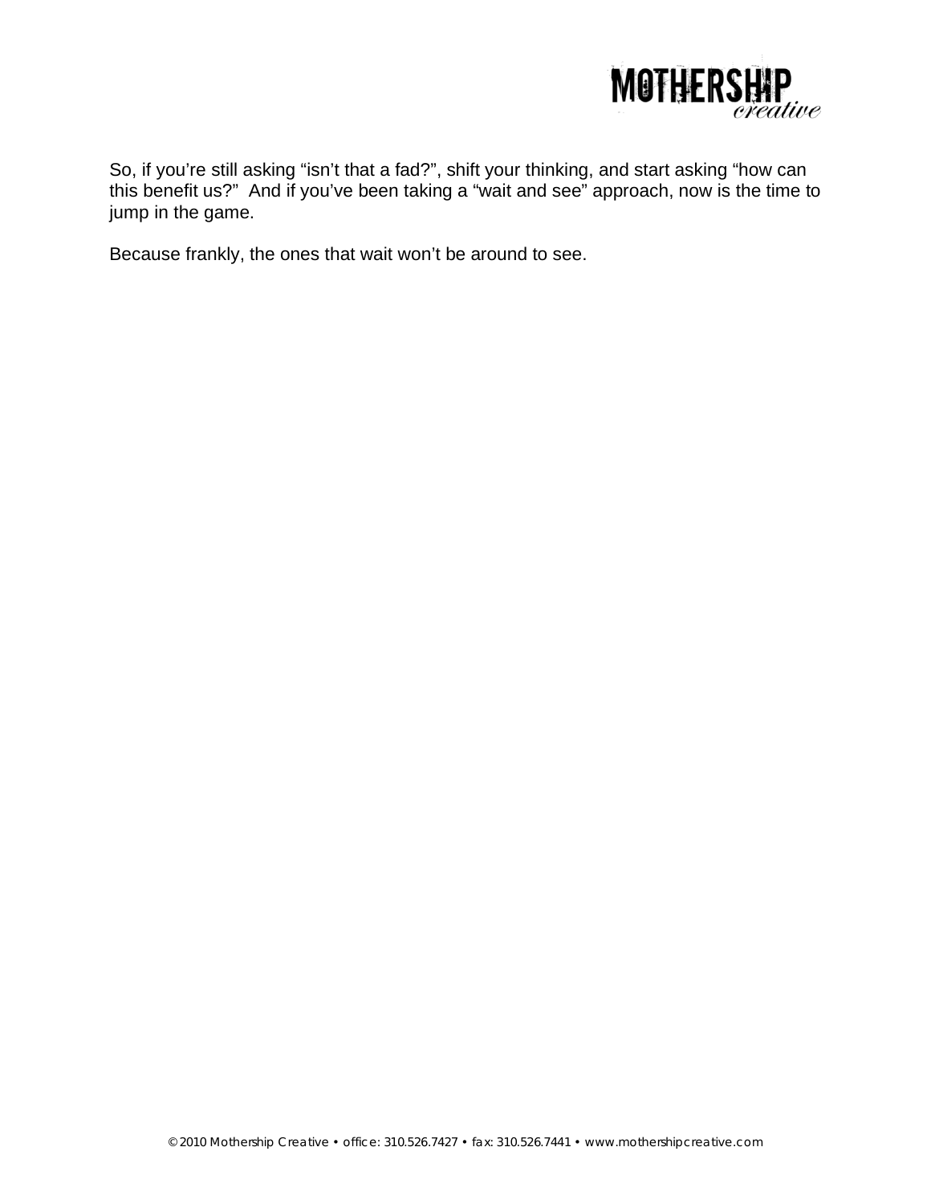So, if you're still asking "isn't that a fad?", shift your thinking, and start asking "how can this benefit us?" And if you've been taking a "wait and see" approach, now is the time to jump in the game.

Because frankly, the ones that wait won't be around to see.